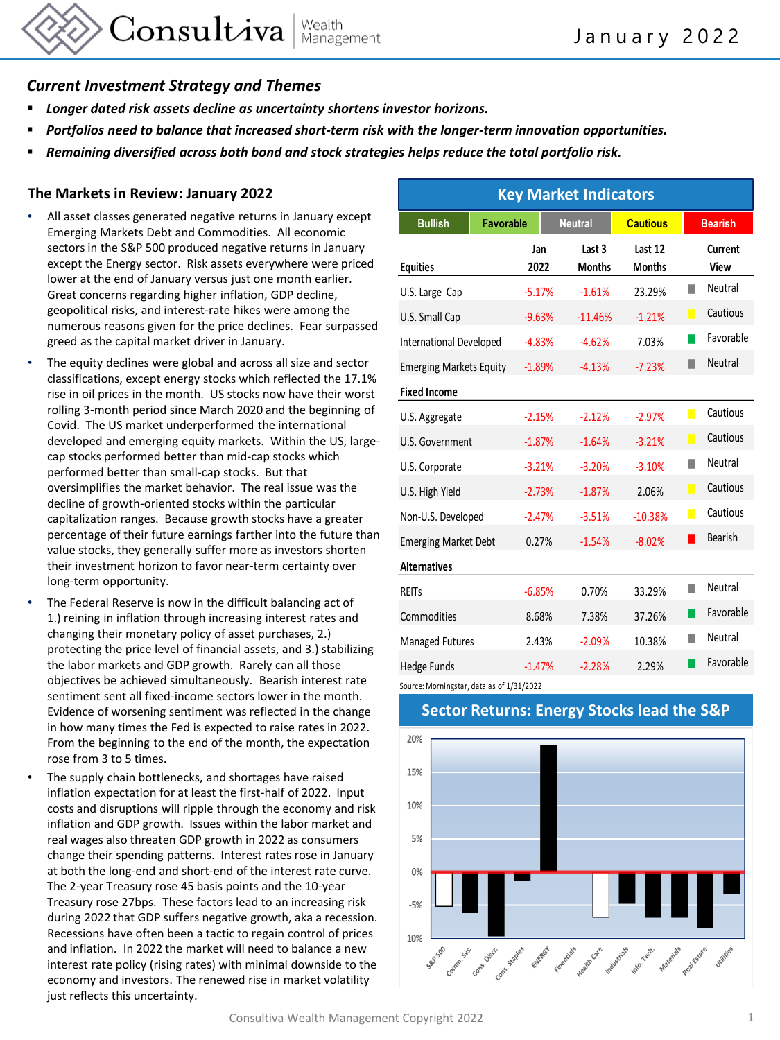Consultiva Wealth Management

January 2022

## *Current Investment Strategy and Themes*

- ***Longer dated risk assets decline as uncertainty shortens investor horizons.***
- ***Portfolios need to balance that increased short-term risk with the longer-term innovation opportunities.***
- ***Remaining diversified across both bond and stock strategies helps reduce the total portfolio risk.***

## The Markets in Review: January 2022

- All asset classes generated negative returns in January except Emerging Markets Debt and Commodities. All economic sectors in the S&P 500 produced negative returns in January except the Energy sector. Risk assets everywhere were priced lower at the end of January versus just one month earlier. Great concerns regarding higher inflation, GDP decline, geopolitical risks, and interest-rate hikes were among the numerous reasons given for the price declines. Fear surpassed greed as the capital market driver in January.
- The equity declines were global and across all size and sector classifications, except energy stocks which reflected the 17.1% rise in oil prices in the month. US stocks now have their worst rolling 3-month period since March 2020 and the beginning of Covid. The US market underperformed the international developed and emerging equity markets. Within the US, large-cap stocks performed better than mid-cap stocks which performed better than small-cap stocks. But that oversimplifies the market behavior. The real issue was the decline of growth-oriented stocks within the particular capitalization ranges. Because growth stocks have a greater percentage of their future earnings farther into the future than value stocks, they generally suffer more as investors shorten their investment horizon to favor near-term certainty over long-term opportunity.
- The Federal Reserve is now in the difficult balancing act of 1.) reining in inflation through increasing interest rates and changing their monetary policy of asset purchases, 2.) protecting the price level of financial assets, and 3.) stabilizing the labor markets and GDP growth. Rarely can all those objectives be achieved simultaneously. Bearish interest rate sentiment sent all fixed-income sectors lower in the month. Evidence of worsening sentiment was reflected in the change in how many times the Fed is expected to raise rates in 2022. From the beginning to the end of the month, the expectation rose from 3 to 5 times.
- The supply chain bottlenecks, and shortages have raised inflation expectation for at least the first-half of 2022. Input costs and disruptions will ripple through the economy and risk inflation and GDP growth. Issues within the labor market and real wages also threaten GDP growth in 2022 as consumers change their spending patterns. Interest rates rose in January at both the long-end and short-end of the interest rate curve. The 2-year Treasury rose 45 basis points and the 10-year Treasury rose 27bps. These factors lead to an increasing risk during 2022 that GDP suffers negative growth, aka a recession. Recessions have often been a tactic to regain control of prices and inflation. In 2022 the market will need to balance a new interest rate policy (rising rates) with minimal downside to the economy and investors. The renewed rise in market volatility just reflects this uncertainty.

## Key Market Indicators

Bullish | Favorable | Neutral | Cautious | Bearish

| Equities | Jan 2022 | Last 3 Months | Last 12 Months | Current View |
|---|---|---|---|---|
| U.S. Large Cap | -5.17% | -1.61% | 23.29% | Neutral |
| U.S. Small Cap | -9.63% | -11.46% | -1.21% | Cautious |
| International Developed | -4.83% | -4.62% | 7.03% | Favorable |
| Emerging Markets Equity | -1.89% | -4.13% | -7.23% | Neutral |
| **Fixed Income** | | | | |
| U.S. Aggregate | -2.15% | -2.12% | -2.97% | Cautious |
| U.S. Government | -1.87% | -1.64% | -3.21% | Cautious |
| U.S. Corporate | -3.21% | -3.20% | -3.10% | Neutral |
| U.S. High Yield | -2.73% | -1.87% | 2.06% | Cautious |
| Non-U.S. Developed | -2.47% | -3.51% | -10.38% | Cautious |
| Emerging Market Debt | 0.27% | -1.54% | -8.02% | Bearish |
| **Alternatives** | | | | |
| REITs | -6.85% | 0.70% | 33.29% | Neutral |
| Commodities | 8.68% | 7.38% | 37.26% | Favorable |
| Managed Futures | 2.43% | -2.09% | 10.38% | Neutral |
| Hedge Funds | -1.47% | -2.28% | 2.29% | Favorable |

Source: Morningstar, data as of 1/31/2022

## Sector Returns: Energy Stocks lead the S&P

Chart categories: S&P 500, Comm. Svs., Cons. Discr., Cons. Staples, ENERGY, Financials, Health Care, Industrials, Info. Tech., Materials, Real Estate, Utilities

Consultiva Wealth Management Copyright 2022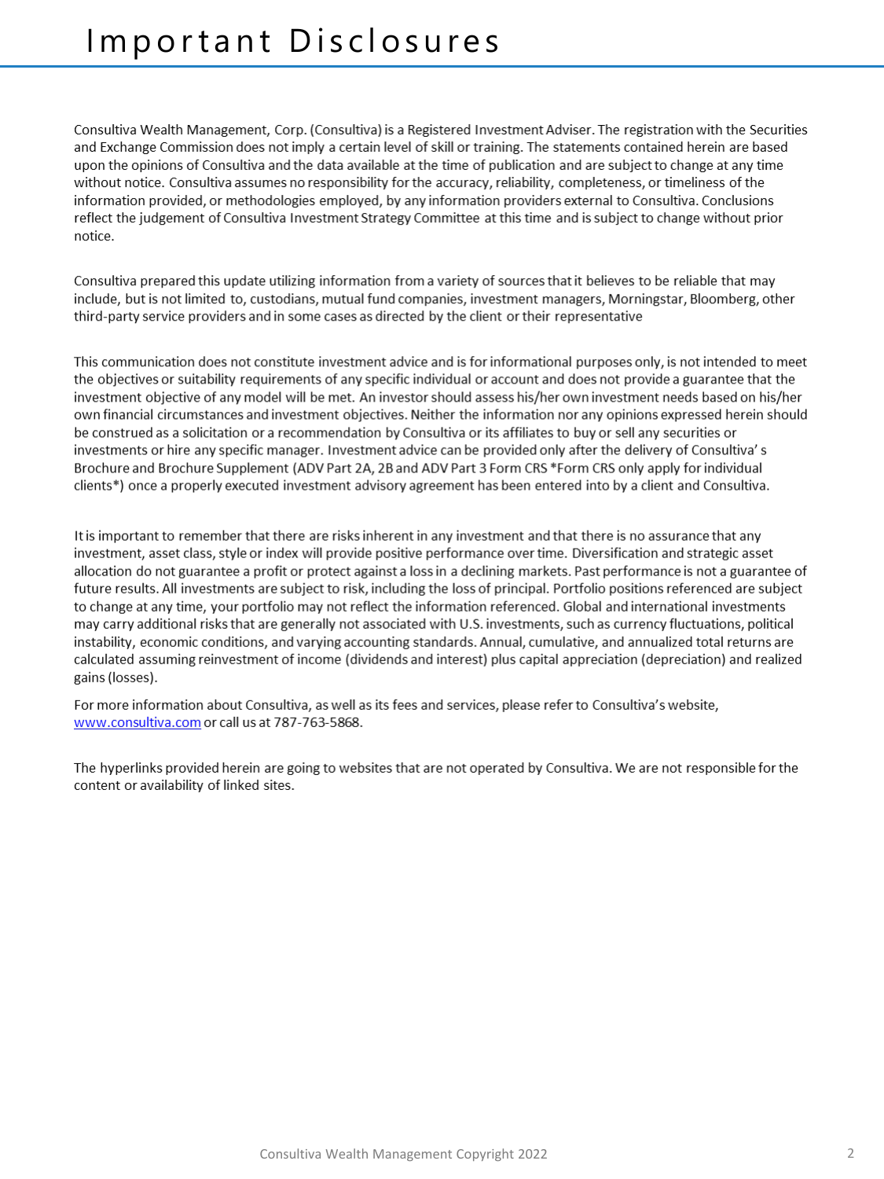# Important Disclosures

Consultiva Wealth Management, Corp. (Consultiva) is a Registered Investment Adviser. The registration with the Securities and Exchange Commission does not imply a certain level of skill or training. The statements contained herein are based upon the opinions of Consultiva and the data available at the time of publication and are subject to change at any time without notice. Consultiva assumes no responsibility for the accuracy, reliability, completeness, or timeliness of the information provided, or methodologies employed, by any information providers external to Consultiva. Conclusions reflect the judgement of Consultiva Investment Strategy Committee at this time and is subject to change without prior notice.

Consultiva prepared this update utilizing information from a variety of sources that it believes to be reliable that may include, but is not limited to, custodians, mutual fund companies, investment managers, Morningstar, Bloomberg, other third-party service providers and in some cases as directed by the client or their representative

This communication does not constitute investment advice and is for informational purposes only, is not intended to meet the objectives or suitability requirements of any specific individual or account and does not provide a guarantee that the investment objective of any model will be met. An investor should assess his/her own investment needs based on his/her own financial circumstances and investment objectives. Neither the information nor any opinions expressed herein should be construed as a solicitation or a recommendation by Consultiva or its affiliates to buy or sell any securities or investments or hire any specific manager. Investment advice can be provided only after the delivery of Consultiva' s Brochure and Brochure Supplement (ADV Part 2A, 2B and ADV Part 3 Form CRS *Form CRS only apply for individual clients*) once a properly executed investment advisory agreement has been entered into by a client and Consultiva.

It is important to remember that there are risks inherent in any investment and that there is no assurance that any investment, asset class, style or index will provide positive performance over time. Diversification and strategic asset allocation do not guarantee a profit or protect against a loss in a declining markets. Past performance is not a guarantee of future results. All investments are subject to risk, including the loss of principal. Portfolio positions referenced are subject to change at any time, your portfolio may not reflect the information referenced. Global and international investments may carry additional risks that are generally not associated with U.S. investments, such as currency fluctuations, political instability, economic conditions, and varying accounting standards. Annual, cumulative, and annualized total returns are calculated assuming reinvestment of income (dividends and interest) plus capital appreciation (depreciation) and realized gains (losses).

For more information about Consultiva, as well as its fees and services, please refer to Consultiva's website, [www.consultiva.com](http://www.consultiva.com) or call us at 787-763-5868.

The hyperlinks provided herein are going to websites that are not operated by Consultiva. We are not responsible for the content or availability of linked sites.

Consultiva Wealth Management Copyright 2022